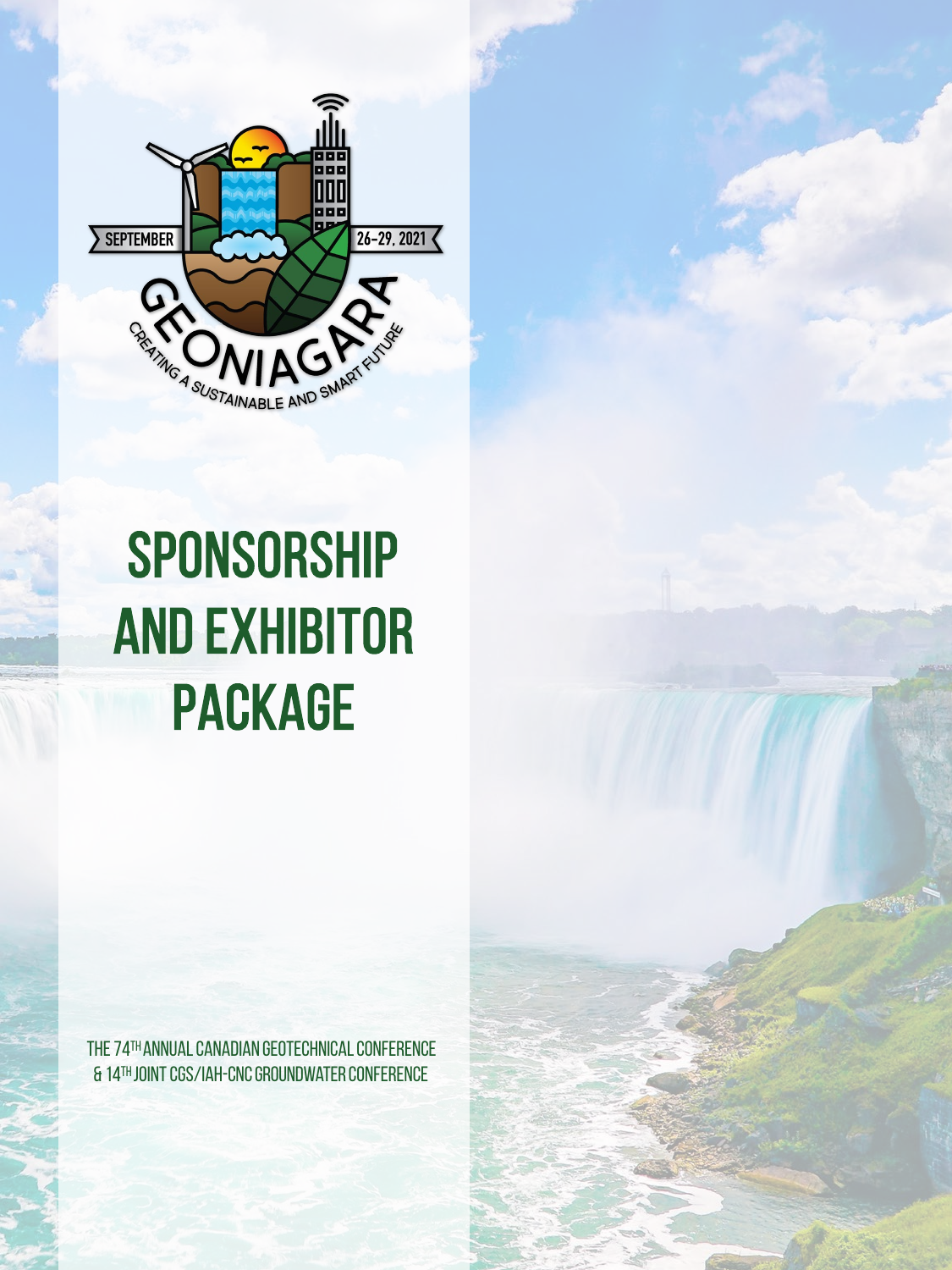SEPTEMBER 26-29, 2021

GEONIAGARA

CREATING A SUSTAINABLE AND SMART FUTURE

# SPONSORSHIP AND EXHIBITOR PACKAGE

THE 74TH ANNUAL CANADIAN GEOTECHNICAL CONFERENCE
& 14TH JOINT CGS/IAH-CNC GROUNDWATER CONFERENCE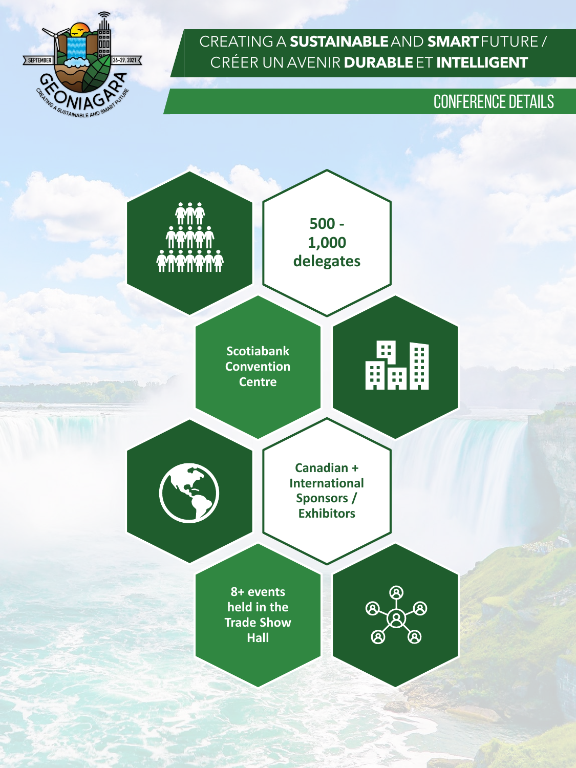CREATING A **SUSTAINABLE** AND **SMART** FUTURE / CRÉER UN AVENIR **DURABLE** ET **INTELLIGENT**

## CONFERENCE DETAILS

**500 - 1,000 delegates**

**Scotiabank Convention Centre**

**Canadian + International Sponsors / Exhibitors**

**8+ events held in the Trade Show Hall**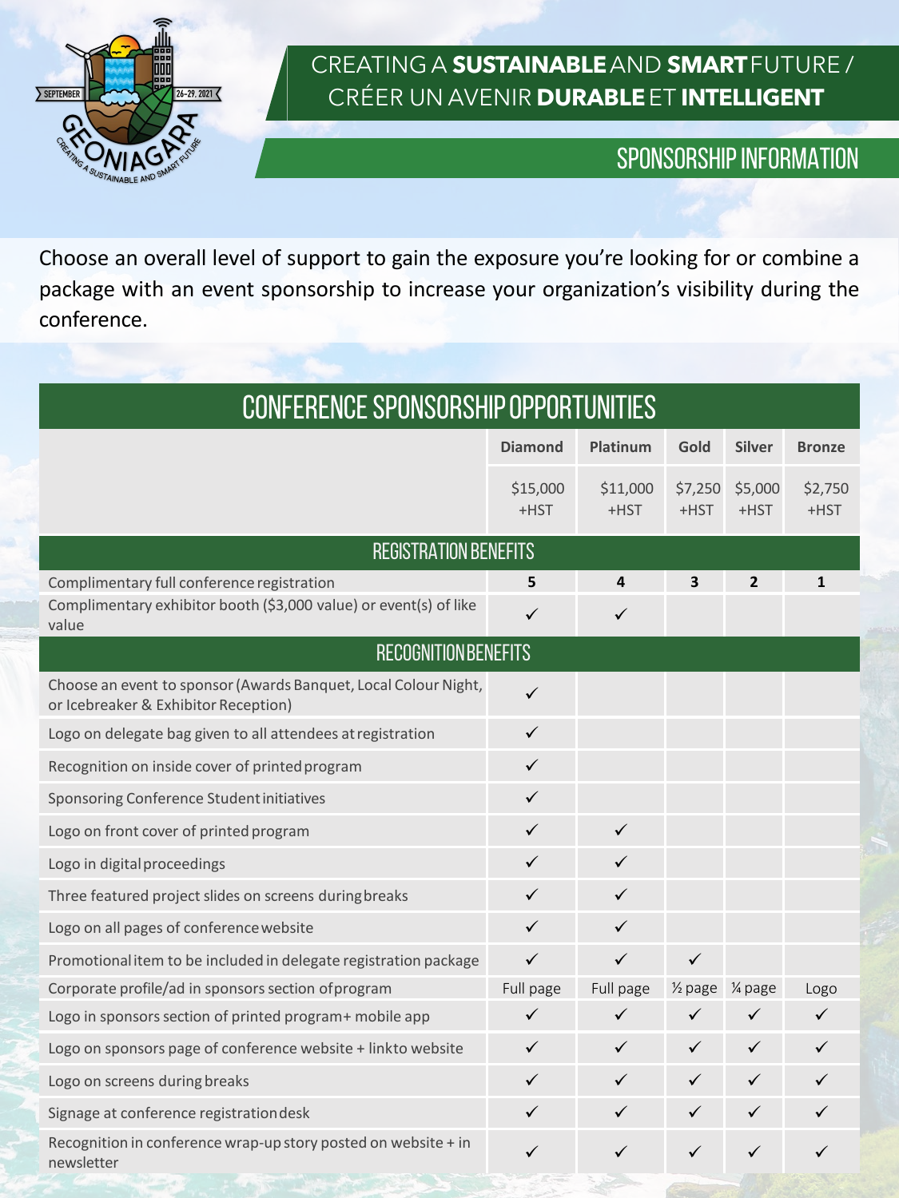# CREATING A **SUSTAINABLE** AND **SMART** FUTURE / CRÉER UN AVENIR **DURABLE** ET **INTELLIGENT**

## SPONSORSHIP INFORMATION

Choose an overall level of support to gain the exposure you're looking for or combine a package with an event sponsorship to increase your organization's visibility during the conference.

## CONFERENCE SPONSORSHIP OPPORTUNITIES

| | Diamond | Platinum | Gold | Silver | Bronze |
|---|---|---|---|---|---|
| | $15,000 +HST | $11,000 +HST | $7,250 +HST | $5,000 +HST | $2,750 +HST |
| **REGISTRATION BENEFITS** | | | | | |
| Complimentary full conference registration | **5** | **4** | **3** | **2** | **1** |
| Complimentary exhibitor booth ($3,000 value) or event(s) of like value | ✓ | ✓ | | | |
| **RECOGNITION BENEFITS** | | | | | |
| Choose an event to sponsor (Awards Banquet, Local Colour Night, or Icebreaker & Exhibitor Reception) | ✓ | | | | |
| Logo on delegate bag given to all attendees at registration | ✓ | | | | |
| Recognition on inside cover of printed program | ✓ | | | | |
| Sponsoring Conference Student initiatives | ✓ | | | | |
| Logo on front cover of printed program | ✓ | ✓ | | | |
| Logo in digital proceedings | ✓ | ✓ | | | |
| Three featured project slides on screens during breaks | ✓ | ✓ | | | |
| Logo on all pages of conference website | ✓ | ✓ | | | |
| Promotional item to be included in delegate registration package | ✓ | ✓ | ✓ | | |
| Corporate profile/ad in sponsors section of program | Full page | Full page | ½ page | ¼ page | Logo |
| Logo in sponsors section of printed program+ mobile app | ✓ | ✓ | ✓ | ✓ | ✓ |
| Logo on sponsors page of conference website + link to website | ✓ | ✓ | ✓ | ✓ | ✓ |
| Logo on screens during breaks | ✓ | ✓ | ✓ | ✓ | ✓ |
| Signage at conference registration desk | ✓ | ✓ | ✓ | ✓ | ✓ |
| Recognition in conference wrap-up story posted on website + in newsletter | ✓ | ✓ | ✓ | ✓ | ✓ |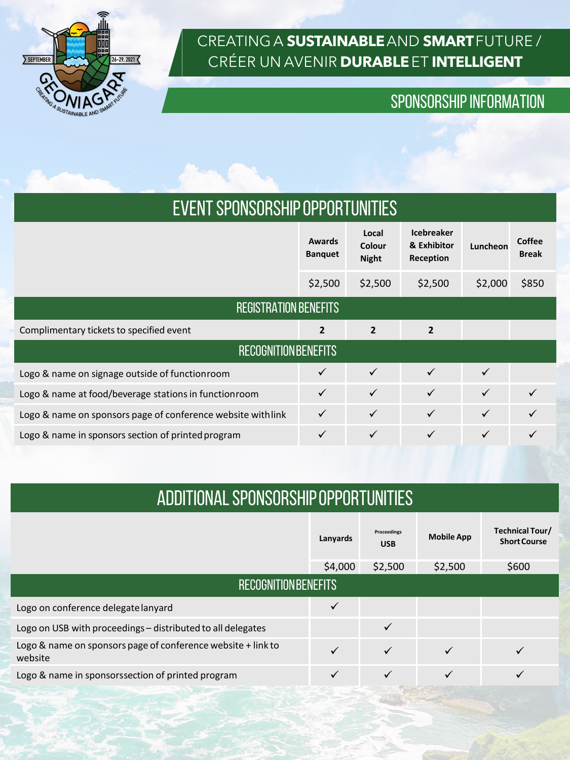# CREATING A **SUSTAINABLE** AND **SMART** FUTURE / CRÉER UN AVENIR **DURABLE** ET **INTELLIGENT**

## SPONSORSHIP INFORMATION

## EVENT SPONSORSHIP OPPORTUNITIES

| | Awards Banquet | Local Colour Night | Icebreaker & Exhibitor Reception | Luncheon | Coffee Break |
|---|---|---|---|---|---|
| | $2,500 | $2,500 | $2,500 | $2,000 | $850 |
| **REGISTRATION BENEFITS** | | | | | |
| Complimentary tickets to specified event | 2 | 2 | 2 | | |
| **RECOGNITION BENEFITS** | | | | | |
| Logo & name on signage outside of function room | ✓ | ✓ | ✓ | ✓ | |
| Logo & name at food/beverage stations in function room | ✓ | ✓ | ✓ | ✓ | ✓ |
| Logo & name on sponsors page of conference website with link | ✓ | ✓ | ✓ | ✓ | ✓ |
| Logo & name in sponsors section of printed program | ✓ | ✓ | ✓ | ✓ | ✓ |

## ADDITIONAL SPONSORSHIP OPPORTUNITIES

| | Lanyards | Proceedings USB | Mobile App | Technical Tour/ Short Course |
|---|---|---|---|---|
| | $4,000 | $2,500 | $2,500 | $600 |
| **RECOGNITION BENEFITS** | | | | |
| Logo on conference delegate lanyard | ✓ | | | |
| Logo on USB with proceedings – distributed to all delegates | | ✓ | | |
| Logo & name on sponsors page of conference website + link to website | ✓ | ✓ | ✓ | ✓ |
| Logo & name in sponsors section of printed program | ✓ | ✓ | ✓ | ✓ |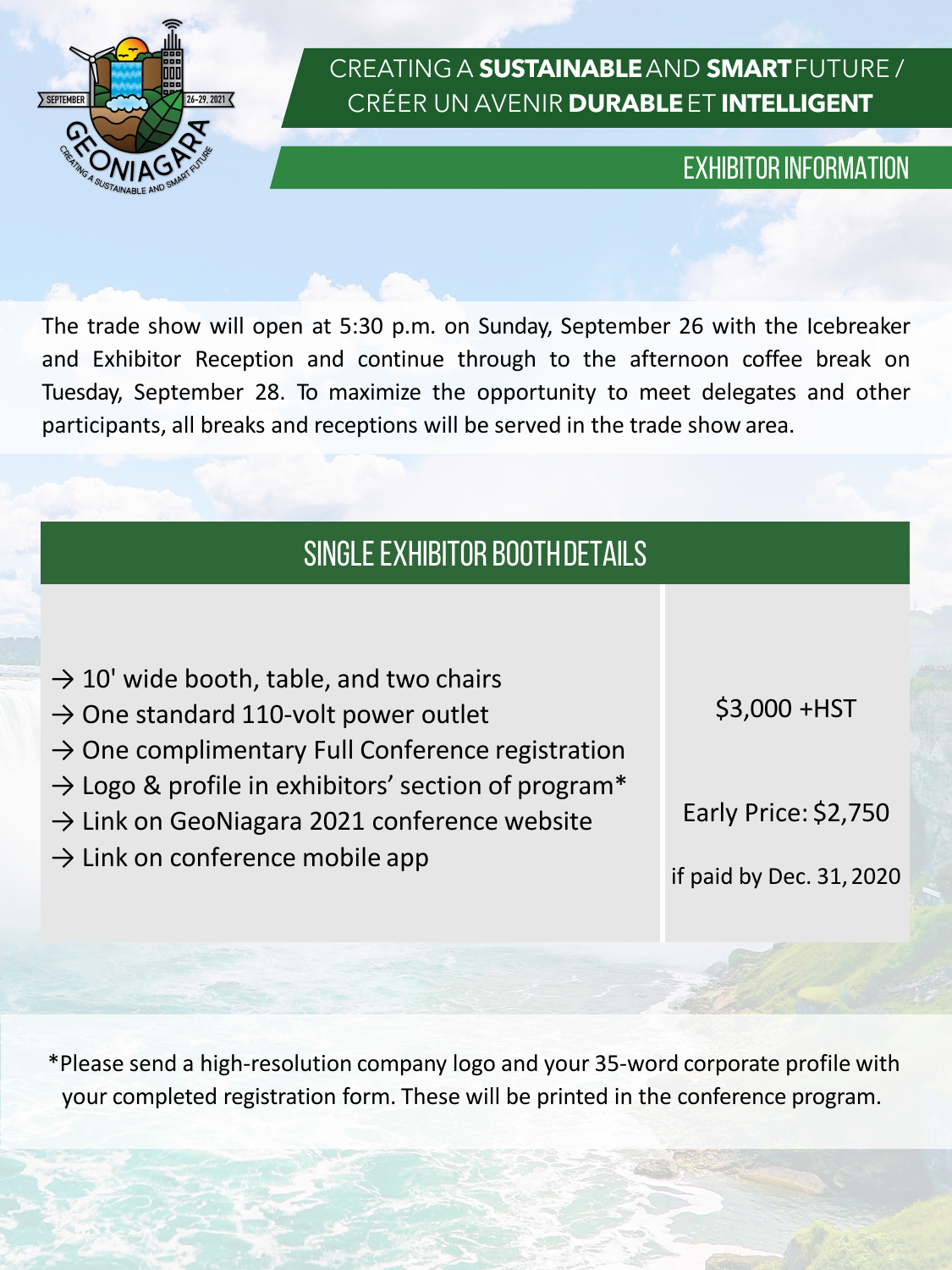CREATING A **SUSTAINABLE** AND **SMART** FUTURE / CRÉER UN AVENIR **DURABLE** ET **INTELLIGENT**

## EXHIBITOR INFORMATION

The trade show will open at 5:30 p.m. on Sunday, September 26 with the Icebreaker and Exhibitor Reception and continue through to the afternoon coffee break on Tuesday, September 28. To maximize the opportunity to meet delegates and other participants, all breaks and receptions will be served in the trade show area.

### SINGLE EXHIBITOR BOOTH DETAILS

| | |
|---|---|
| → 10' wide booth, table, and two chairs<br>→ One standard 110-volt power outlet<br>→ One complimentary Full Conference registration<br>→ Logo & profile in exhibitors' section of program*<br>→ Link on GeoNiagara 2021 conference website<br>→ Link on conference mobile app | $3,000 +HST<br><br>Early Price: $2,750<br><br>if paid by Dec. 31, 2020 |

*Please send a high-resolution company logo and your 35-word corporate profile with your completed registration form. These will be printed in the conference program.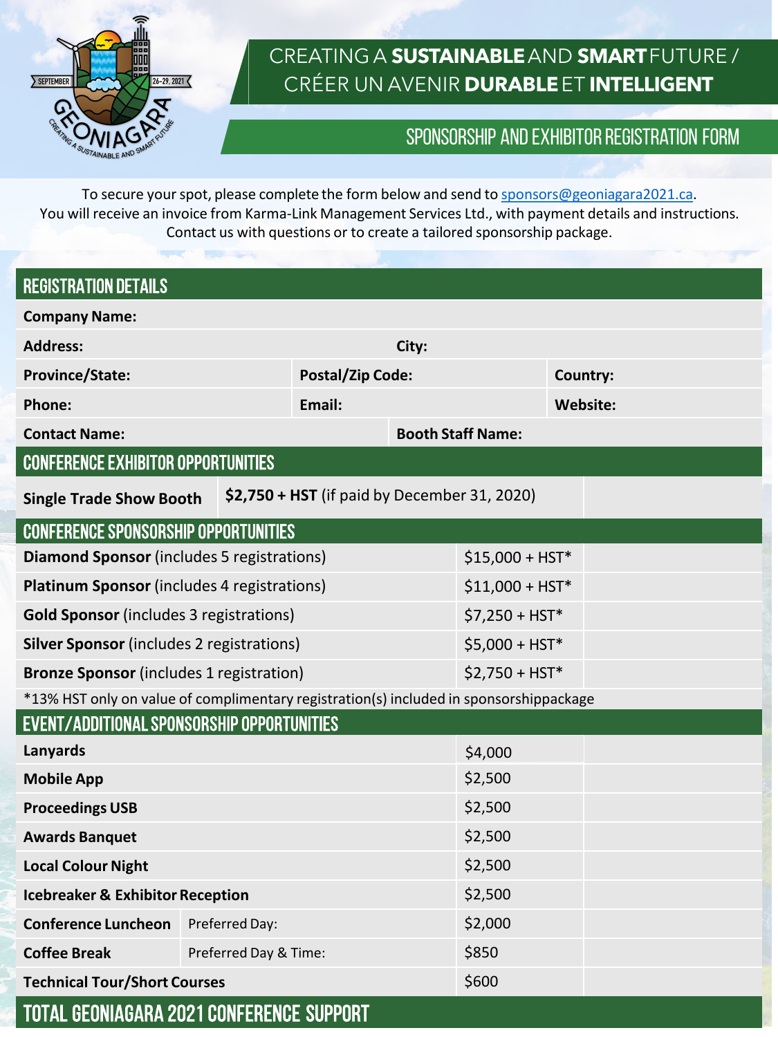# CREATING A **SUSTAINABLE** AND **SMART** FUTURE / CRÉER UN AVENIR **DURABLE** ET **INTELLIGENT**

## SPONSORSHIP AND EXHIBITOR REGISTRATION FORM

To secure your spot, please complete the form below and send to sponsors@geoniagara2021.ca.
You will receive an invoice from Karma-Link Management Services Ltd., with payment details and instructions.
Contact us with questions or to create a tailored sponsorship package.

## REGISTRATION DETAILS

| | | |
|---|---|---|
| **Company Name:** | | |
| **Address:** | **City:** | |
| **Province/State:** | **Postal/Zip Code:** | **Country:** |
| **Phone:** | **Email:** | **Website:** |
| **Contact Name:** | **Booth Staff Name:** | |

## CONFERENCE EXHIBITOR OPPORTUNITIES

| | | |
|---|---|---|
| **Single Trade Show Booth** | **$2,750 + HST** (if paid by December 31, 2020) | |

## CONFERENCE SPONSORSHIP OPPORTUNITIES

| | | |
|---|---|---|
| **Diamond Sponsor** (includes 5 registrations) | $15,000 + HST* | |
| **Platinum Sponsor** (includes 4 registrations) | $11,000 + HST* | |
| **Gold Sponsor** (includes 3 registrations) | $7,250 + HST* | |
| **Silver Sponsor** (includes 2 registrations) | $5,000 + HST* | |
| **Bronze Sponsor** (includes 1 registration) | $2,750 + HST* | |

*13% HST only on value of complimentary registration(s) included in sponsorshippackage

## EVENT/ADDITIONAL SPONSORSHIP OPPORTUNITIES

| | | | |
|---|---|---|---|
| **Lanyards** | | $4,000 | |
| **Mobile App** | | $2,500 | |
| **Proceedings USB** | | $2,500 | |
| **Awards Banquet** | | $2,500 | |
| **Local Colour Night** | | $2,500 | |
| **Icebreaker & Exhibitor Reception** | | $2,500 | |
| **Conference Luncheon** | Preferred Day: | $2,000 | |
| **Coffee Break** | Preferred Day & Time: | $850 | |
| **Technical Tour/Short Courses** | | $600 | |

## TOTAL GEONIAGARA 2021 CONFERENCE SUPPORT